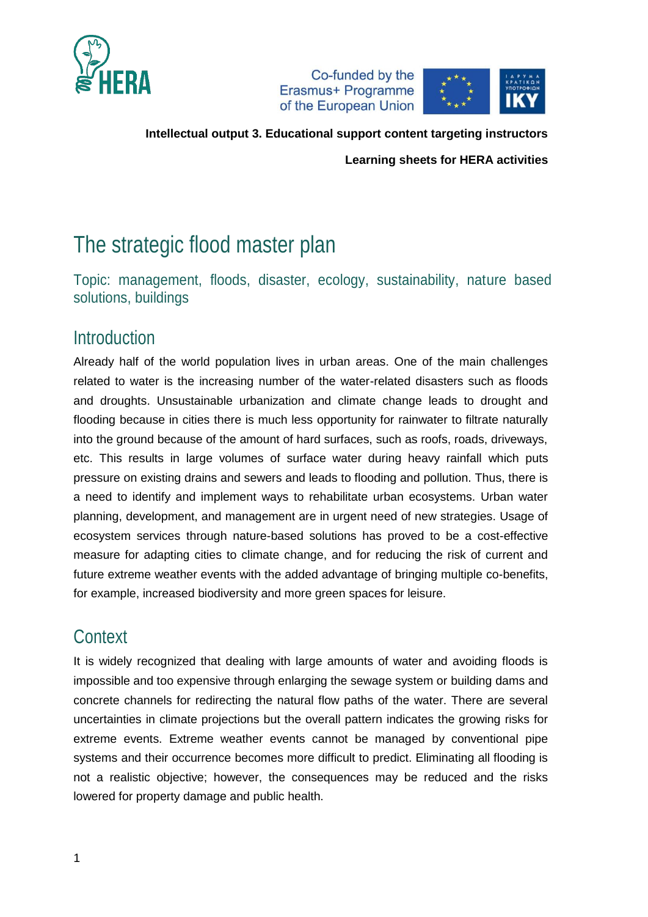**Intellectual output 3. Educational support content targeting instructors**

**Learning sheets for HERA activities**

# The strategic flood master plan

Topic: management, floods, disaster, ecology, sustainability, nature based solutions, buildings

## Introduction

Already half of the world population lives in urban areas. One of the main challenges related to water is the increasing number of the water-related disasters such as floods and droughts. Unsustainable urbanization and climate change leads to drought and flooding because in cities there is much less opportunity for rainwater to filtrate naturally into the ground because of the amount of hard surfaces, such as roofs, roads, driveways, etc. This results in large volumes of surface water during heavy rainfall which puts pressure on existing drains and sewers and leads to flooding and pollution. Thus, there is a need to identify and implement ways to rehabilitate urban ecosystems. Urban water planning, development, and management are in urgent need of new strategies. Usage of ecosystem services through nature-based solutions has proved to be a cost-effective measure for adapting cities to climate change, and for reducing the risk of current and future extreme weather events with the added advantage of bringing multiple co-benefits, for example, increased biodiversity and more green spaces for leisure.

## Context

It is widely recognized that dealing with large amounts of water and avoiding floods is impossible and too expensive through enlarging the sewage system or building dams and concrete channels for redirecting the natural flow paths of the water. There are several uncertainties in climate projections but the overall pattern indicates the growing risks for extreme events. Extreme weather events cannot be managed by conventional pipe systems and their occurrence becomes more difficult to predict. Eliminating all flooding is not a realistic objective; however, the consequences may be reduced and the risks lowered for property damage and public health.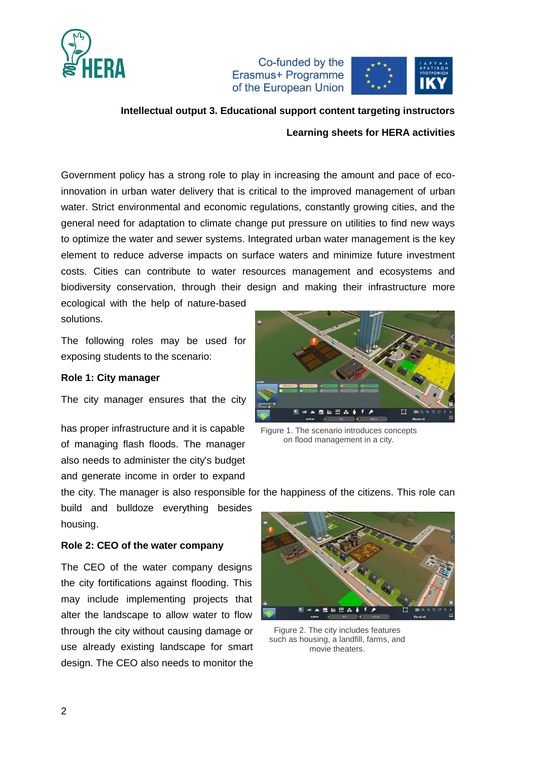Government policy has a strong role to play in increasing the amount and pace of eco-innovation in urban water delivery that is critical to the improved management of urban water. Strict environmental and economic regulations, constantly growing cities, and the general need for adaptation to climate change put pressure on utilities to find new ways to optimize the water and sewer systems. Integrated urban water management is the key element to reduce adverse impacts on surface waters and minimize future investment costs. Cities can contribute to water resources management and ecosystems and biodiversity conservation, through their design and making their infrastructure more ecological with the help of nature-based solutions.

The following roles may be used for exposing students to the scenario:

**Role 1: City manager**

The city manager ensures that the city has proper infrastructure and it is capable of managing flash floods. The manager also needs to administer the city's budget and generate income in order to expand the city. The manager is also responsible for the happiness of the citizens. This role can build and bulldoze everything besides housing.

Figure 1. The scenario introduces concepts on flood management in a city.

**Role 2: CEO of the water company**

The CEO of the water company designs the city fortifications against flooding. This may include implementing projects that alter the landscape to allow water to flow through the city without causing damage or use already existing landscape for smart design. The CEO also needs to monitor the

Figure 2. The city includes features such as housing, a landfill, farms, and movie theaters.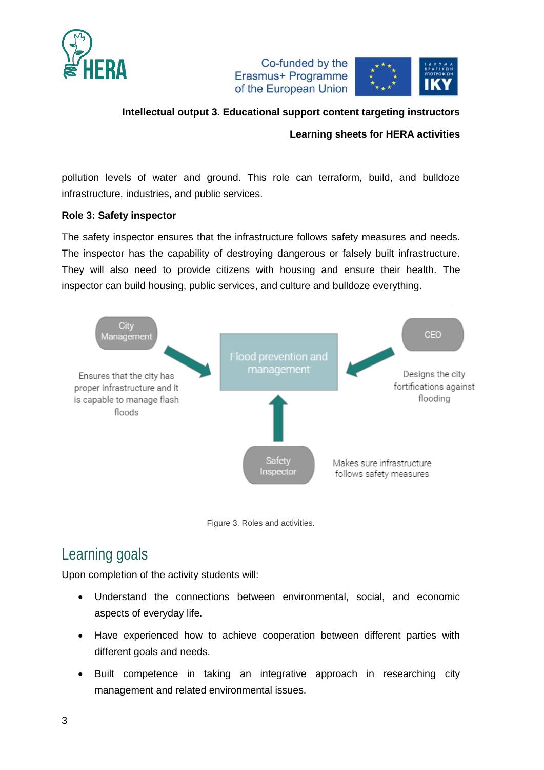pollution levels of water and ground. This role can terraform, build, and bulldoze infrastructure, industries, and public services.

**Role 3: Safety inspector**

The safety inspector ensures that the infrastructure follows safety measures and needs. The inspector has the capability of destroying dangerous or falsely built infrastructure. They will also need to provide citizens with housing and ensure their health. The inspector can build housing, public services, and culture and bulldoze everything.

City Management

Ensures that the city has proper infrastructure and it is capable to manage flash floods

Flood prevention and management

CEO

Designs the city fortifications against flooding

Safety Inspector

Makes sure infrastructure follows safety measures

Figure 3. Roles and activities.

## Learning goals

Upon completion of the activity students will:

- Understand the connections between environmental, social, and economic aspects of everyday life.
- Have experienced how to achieve cooperation between different parties with different goals and needs.
- Built competence in taking an integrative approach in researching city management and related environmental issues.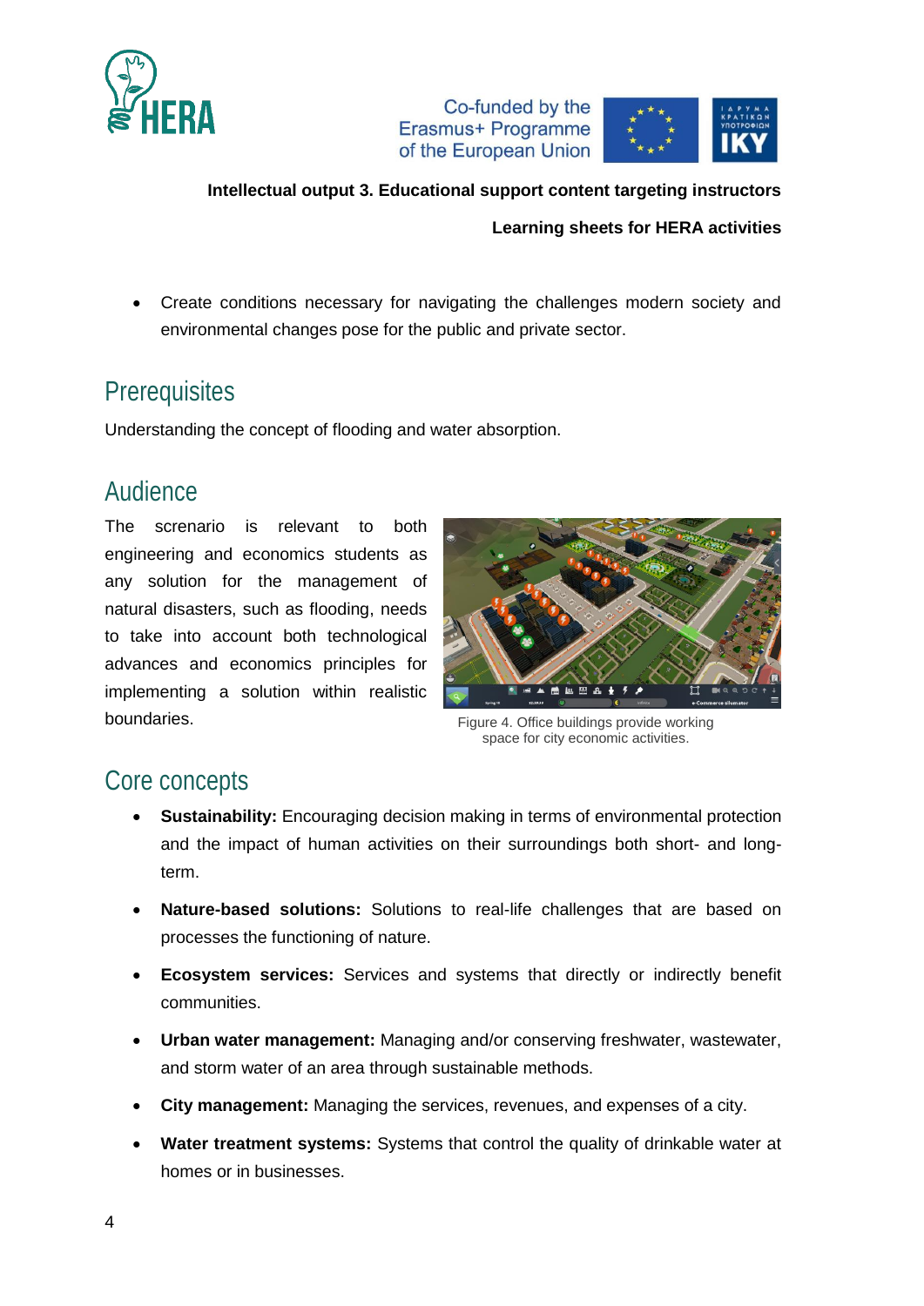- Create conditions necessary for navigating the challenges modern society and environmental changes pose for the public and private sector.

## Prerequisites

Understanding the concept of flooding and water absorption.

## Audience

The screnario is relevant to both engineering and economics students as any solution for the management of natural disasters, such as flooding, needs to take into account both technological advances and economics principles for implementing a solution within realistic boundaries.

Figure 4. Office buildings provide working space for city economic activities.

## Core concepts

- **Sustainability:** Encouraging decision making in terms of environmental protection and the impact of human activities on their surroundings both short- and long-term.
- **Nature-based solutions:** Solutions to real-life challenges that are based on processes the functioning of nature.
- **Ecosystem services:** Services and systems that directly or indirectly benefit communities.
- **Urban water management:** Managing and/or conserving freshwater, wastewater, and storm water of an area through sustainable methods.
- **City management:** Managing the services, revenues, and expenses of a city.
- **Water treatment systems:** Systems that control the quality of drinkable water at homes or in businesses.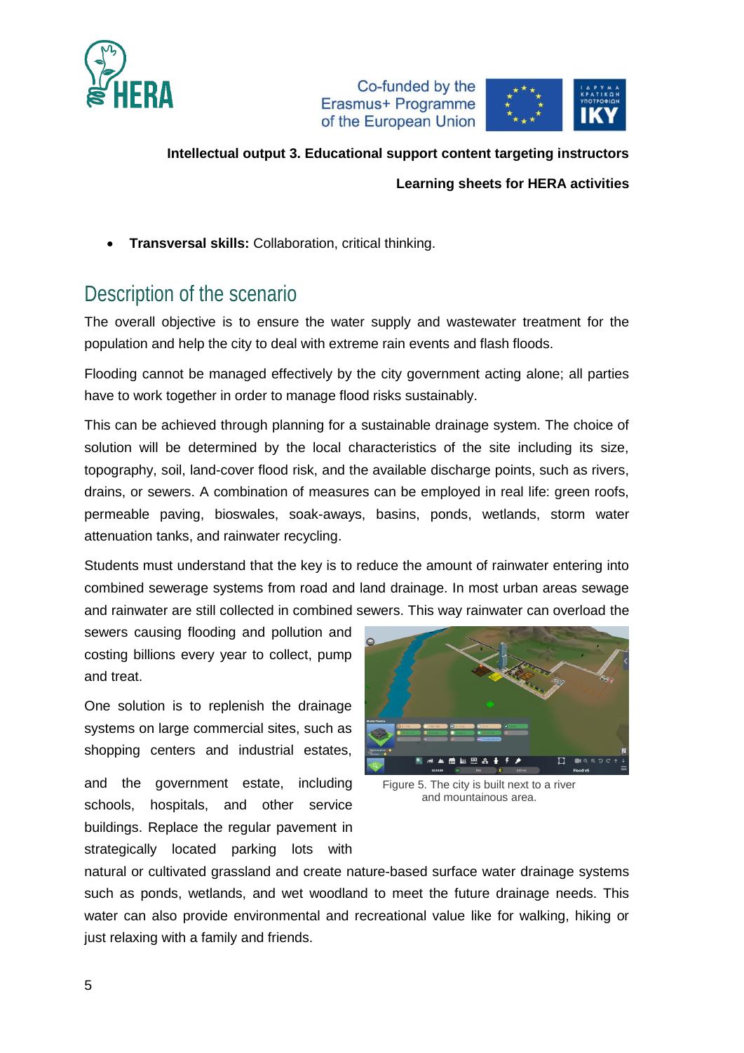- **Transversal skills:** Collaboration, critical thinking.

## Description of the scenario

The overall objective is to ensure the water supply and wastewater treatment for the population and help the city to deal with extreme rain events and flash floods.

Flooding cannot be managed effectively by the city government acting alone; all parties have to work together in order to manage flood risks sustainably.

This can be achieved through planning for a sustainable drainage system. The choice of solution will be determined by the local characteristics of the site including its size, topography, soil, land-cover flood risk, and the available discharge points, such as rivers, drains, or sewers. A combination of measures can be employed in real life: green roofs, permeable paving, bioswales, soak-aways, basins, ponds, wetlands, storm water attenuation tanks, and rainwater recycling.

Students must understand that the key is to reduce the amount of rainwater entering into combined sewerage systems from road and land drainage. In most urban areas sewage and rainwater are still collected in combined sewers. This way rainwater can overload the sewers causing flooding and pollution and costing billions every year to collect, pump and treat.

One solution is to replenish the drainage systems on large commercial sites, such as shopping centers and industrial estates, and the government estate, including schools, hospitals, and other service buildings. Replace the regular pavement in strategically located parking lots with natural or cultivated grassland and create nature-based surface water drainage systems such as ponds, wetlands, and wet woodland to meet the future drainage needs. This water can also provide environmental and recreational value like for walking, hiking or just relaxing with a family and friends.

Figure 5. The city is built next to a river and mountainous area.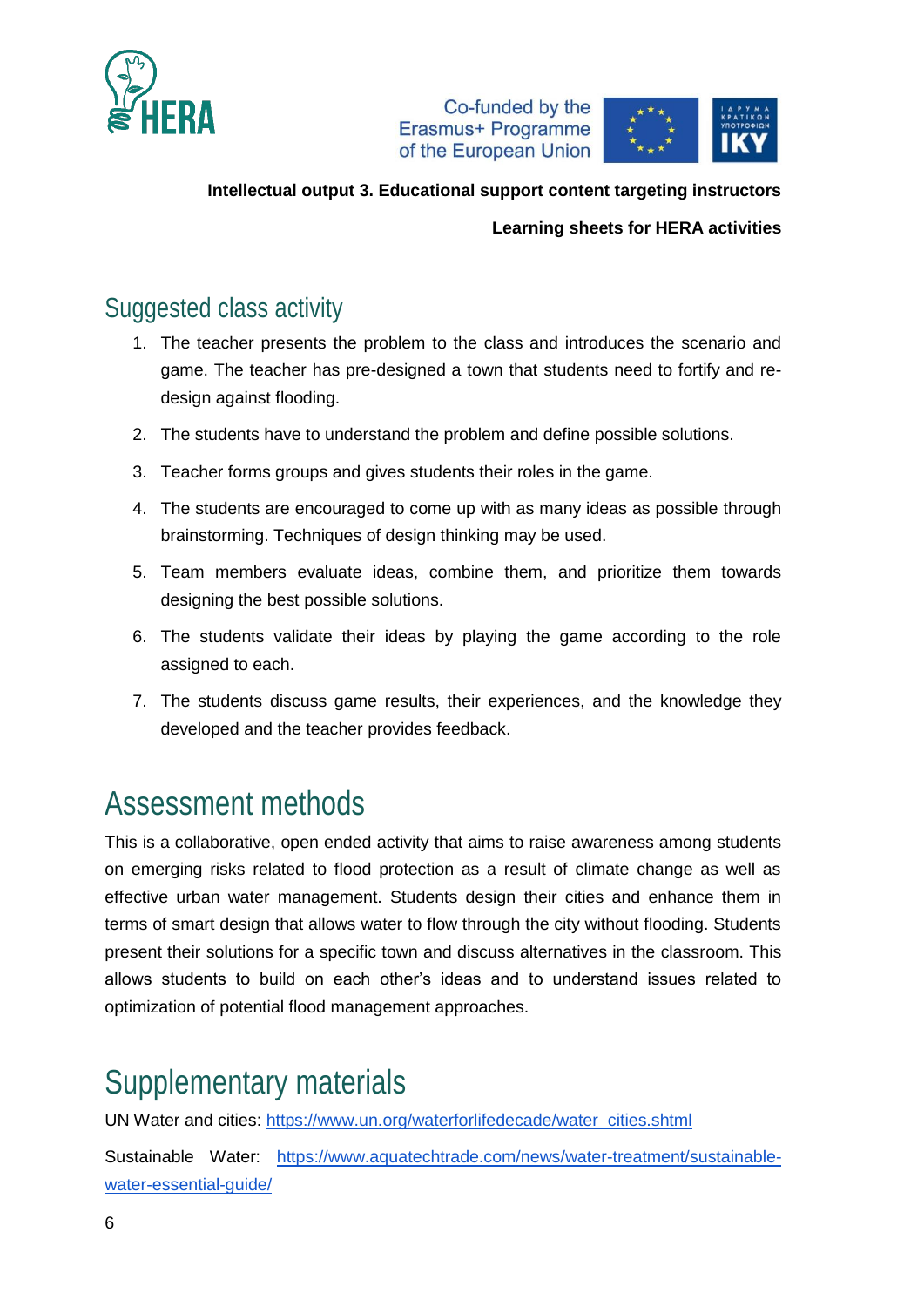## Suggested class activity

1. The teacher presents the problem to the class and introduces the scenario and game. The teacher has pre-designed a town that students need to fortify and re-design against flooding.
2. The students have to understand the problem and define possible solutions.
3. Teacher forms groups and gives students their roles in the game.
4. The students are encouraged to come up with as many ideas as possible through brainstorming. Techniques of design thinking may be used.
5. Team members evaluate ideas, combine them, and prioritize them towards designing the best possible solutions.
6. The students validate their ideas by playing the game according to the role assigned to each.
7. The students discuss game results, their experiences, and the knowledge they developed and the teacher provides feedback.

# Assessment methods

This is a collaborative, open ended activity that aims to raise awareness among students on emerging risks related to flood protection as a result of climate change as well as effective urban water management. Students design their cities and enhance them in terms of smart design that allows water to flow through the city without flooding. Students present their solutions for a specific town and discuss alternatives in the classroom. This allows students to build on each other's ideas and to understand issues related to optimization of potential flood management approaches.

# Supplementary materials

UN Water and cities: https://www.un.org/waterforlifedecade/water_cities.shtml

Sustainable Water: https://www.aquatechtrade.com/news/water-treatment/sustainable-water-essential-guide/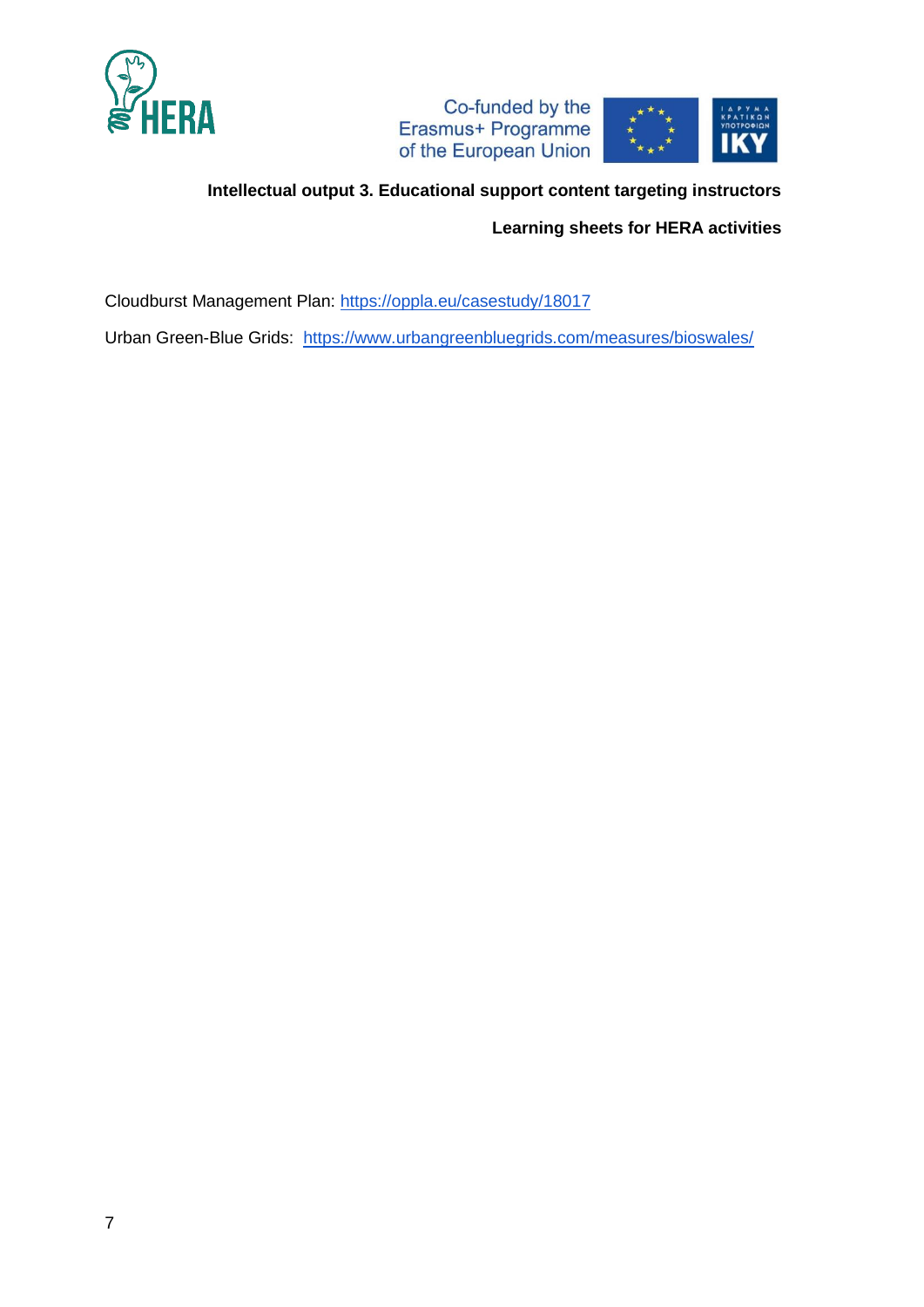Cloudburst Management Plan: https://oppla.eu/casestudy/18017

Urban Green-Blue Grids: https://www.urbangreenbluegrids.com/measures/bioswales/